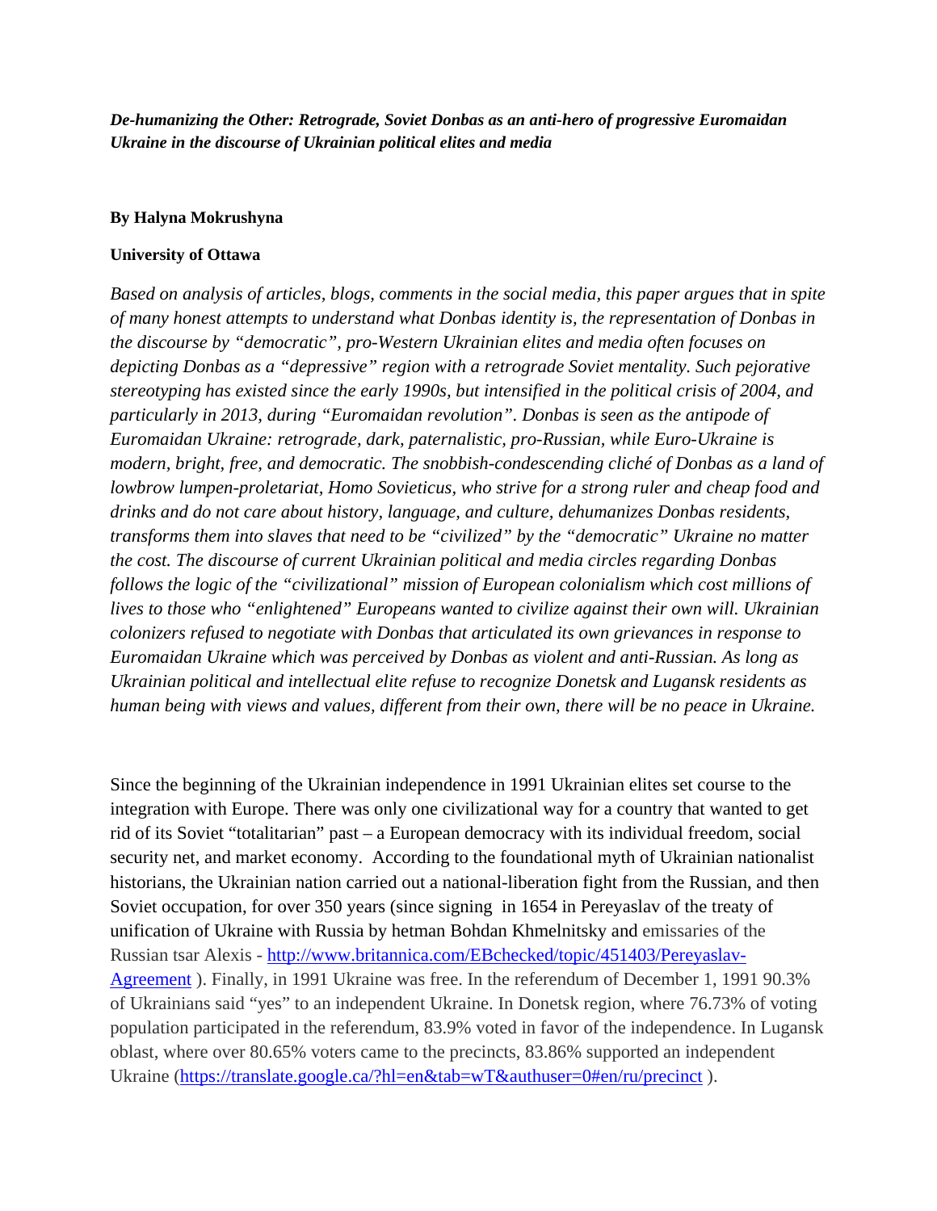***De-humanizing the Other: Retrograde, Soviet Donbas as an anti-hero of progressive Euromaidan Ukraine in the discourse of Ukrainian political elites and media***

**By Halyna Mokrushyna**

**University of Ottawa**

*Based on analysis of articles, blogs, comments in the social media, this paper argues that in spite of many honest attempts to understand what Donbas identity is, the representation of Donbas in the discourse by "democratic", pro-Western Ukrainian elites and media often focuses on depicting Donbas as a "depressive" region with a retrograde Soviet mentality. Such pejorative stereotyping has existed since the early 1990s, but intensified in the political crisis of 2004, and particularly in 2013, during "Euromaidan revolution". Donbas is seen as the antipode of Euromaidan Ukraine: retrograde, dark, paternalistic, pro-Russian, while Euro-Ukraine is modern, bright, free, and democratic. The snobbish-condescending cliché of Donbas as a land of lowbrow lumpen-proletariat, Homo Sovieticus, who strive for a strong ruler and cheap food and drinks and do not care about history, language, and culture, dehumanizes Donbas residents, transforms them into slaves that need to be "civilized" by the "democratic" Ukraine no matter the cost. The discourse of current Ukrainian political and media circles regarding Donbas follows the logic of the "civilizational" mission of European colonialism which cost millions of lives to those who "enlightened" Europeans wanted to civilize against their own will. Ukrainian colonizers refused to negotiate with Donbas that articulated its own grievances in response to Euromaidan Ukraine which was perceived by Donbas as violent and anti-Russian. As long as Ukrainian political and intellectual elite refuse to recognize Donetsk and Lugansk residents as human being with views and values, different from their own, there will be no peace in Ukraine.*

Since the beginning of the Ukrainian independence in 1991 Ukrainian elites set course to the integration with Europe. There was only one civilizational way for a country that wanted to get rid of its Soviet "totalitarian" past – a European democracy with its individual freedom, social security net, and market economy. According to the foundational myth of Ukrainian nationalist historians, the Ukrainian nation carried out a national-liberation fight from the Russian, and then Soviet occupation, for over 350 years (since signing in 1654 in Pereyaslav of the treaty of unification of Ukraine with Russia by hetman Bohdan Khmelnitsky and emissaries of the Russian tsar Alexis - [http://www.britannica.com/EBchecked/topic/451403/Pereyaslav-Agreement](http://www.britannica.com/EBchecked/topic/451403/Pereyaslav-Agreement) ). Finally, in 1991 Ukraine was free. In the referendum of December 1, 1991 90.3% of Ukrainians said "yes" to an independent Ukraine. In Donetsk region, where 76.73% of voting population participated in the referendum, 83.9% voted in favor of the independence. In Lugansk oblast, where over 80.65% voters came to the precincts, 83.86% supported an independent Ukraine ([https://translate.google.ca/?hl=en&tab=wT&authuser=0#en/ru/precinct](https://translate.google.ca/?hl=en&tab=wT&authuser=0#en/ru/precinct) ).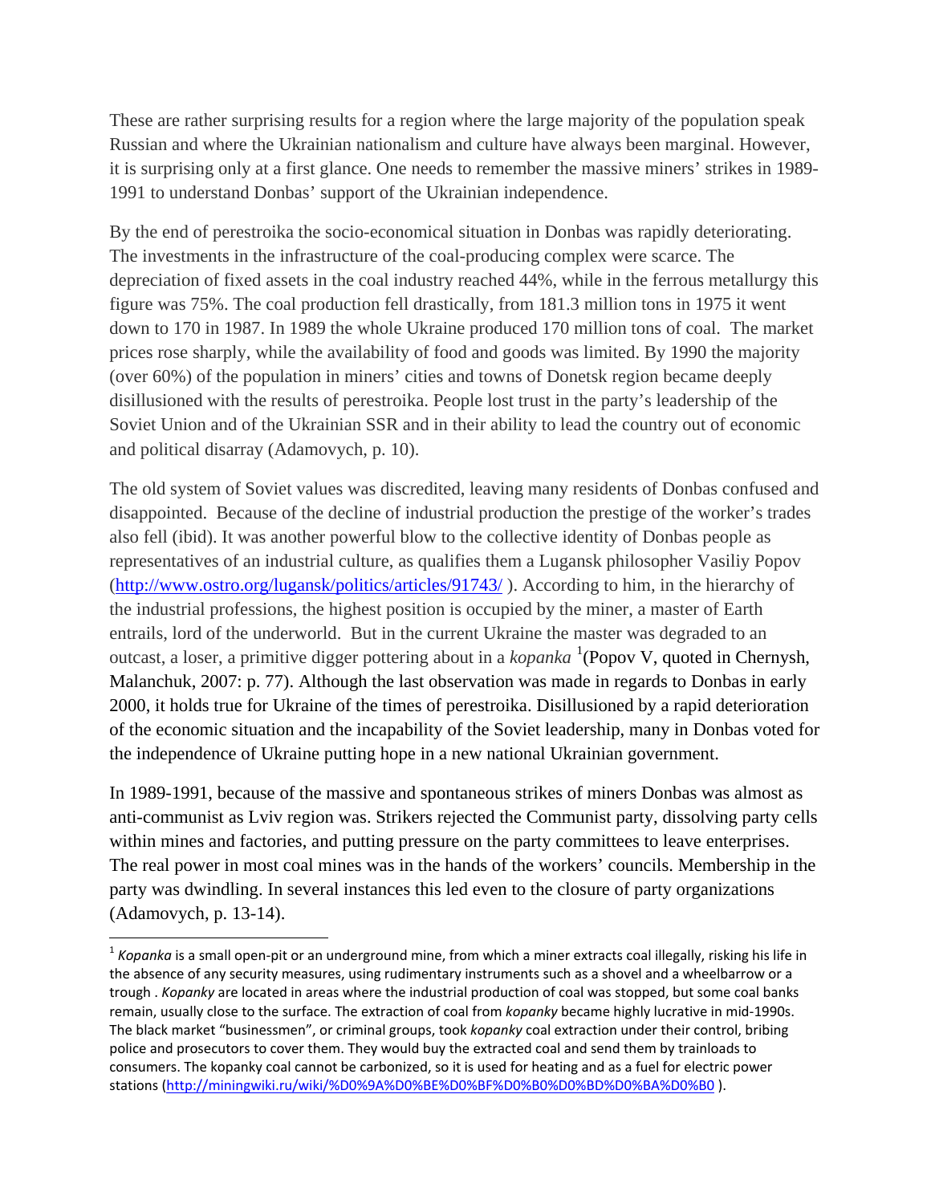These are rather surprising results for a region where the large majority of the population speak Russian and where the Ukrainian nationalism and culture have always been marginal. However, it is surprising only at a first glance. One needs to remember the massive miners' strikes in 1989-1991 to understand Donbas' support of the Ukrainian independence.

By the end of perestroika the socio-economical situation in Donbas was rapidly deteriorating. The investments in the infrastructure of the coal-producing complex were scarce. The depreciation of fixed assets in the coal industry reached 44%, while in the ferrous metallurgy this figure was 75%. The coal production fell drastically, from 181.3 million tons in 1975 it went down to 170 in 1987. In 1989 the whole Ukraine produced 170 million tons of coal. The market prices rose sharply, while the availability of food and goods was limited. By 1990 the majority (over 60%) of the population in miners' cities and towns of Donetsk region became deeply disillusioned with the results of perestroika. People lost trust in the party's leadership of the Soviet Union and of the Ukrainian SSR and in their ability to lead the country out of economic and political disarray (Adamovych, p. 10).

The old system of Soviet values was discredited, leaving many residents of Donbas confused and disappointed. Because of the decline of industrial production the prestige of the worker's trades also fell (ibid). It was another powerful blow to the collective identity of Donbas people as representatives of an industrial culture, as qualifies them a Lugansk philosopher Vasiliy Popov (http://www.ostro.org/lugansk/politics/articles/91743/ ). According to him, in the hierarchy of the industrial professions, the highest position is occupied by the miner, a master of Earth entrails, lord of the underworld. But in the current Ukraine the master was degraded to an outcast, a loser, a primitive digger pottering about in a *kopanka* [1](Popov V, quoted in Chernysh, Malanchuk, 2007: p. 77). Although the last observation was made in regards to Donbas in early 2000, it holds true for Ukraine of the times of perestroika. Disillusioned by a rapid deterioration of the economic situation and the incapability of the Soviet leadership, many in Donbas voted for the independence of Ukraine putting hope in a new national Ukrainian government.

In 1989-1991, because of the massive and spontaneous strikes of miners Donbas was almost as anti-communist as Lviv region was. Strikers rejected the Communist party, dissolving party cells within mines and factories, and putting pressure on the party committees to leave enterprises. The real power in most coal mines was in the hands of the workers' councils. Membership in the party was dwindling. In several instances this led even to the closure of party organizations (Adamovych, p. 13-14).

---

[1] *Kopanka* is a small open-pit or an underground mine, from which a miner extracts coal illegally, risking his life in the absence of any security measures, using rudimentary instruments such as a shovel and a wheelbarrow or a trough . *Kopanky* are located in areas where the industrial production of coal was stopped, but some coal banks remain, usually close to the surface. The extraction of coal from *kopanky* became highly lucrative in mid-1990s. The black market "businessmen", or criminal groups, took *kopanky* coal extraction under their control, bribing police and prosecutors to cover them. They would buy the extracted coal and send them by trainloads to consumers. The kopanky coal cannot be carbonized, so it is used for heating and as a fuel for electric power stations (http://miningwiki.ru/wiki/%D0%9A%D0%BE%D0%BF%D0%B0%D0%BD%D0%BA%D0%B0 ).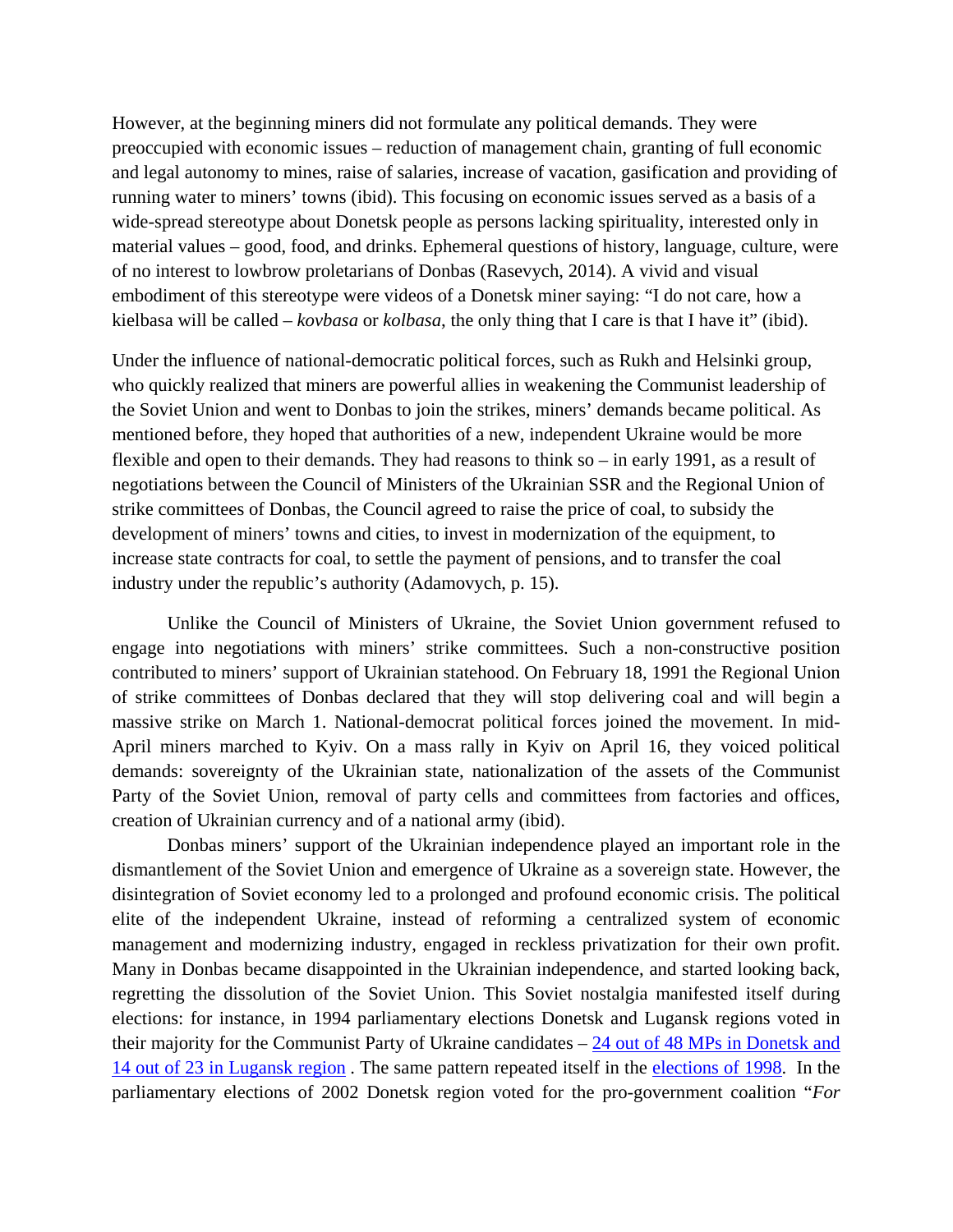However, at the beginning miners did not formulate any political demands. They were preoccupied with economic issues – reduction of management chain, granting of full economic and legal autonomy to mines, raise of salaries, increase of vacation, gasification and providing of running water to miners' towns (ibid). This focusing on economic issues served as a basis of a wide-spread stereotype about Donetsk people as persons lacking spirituality, interested only in material values – good, food, and drinks. Ephemeral questions of history, language, culture, were of no interest to lowbrow proletarians of Donbas (Rasevych, 2014). A vivid and visual embodiment of this stereotype were videos of a Donetsk miner saying: "I do not care, how a kielbasa will be called – *kovbasa* or *kolbasa*, the only thing that I care is that I have it" (ibid).

Under the influence of national-democratic political forces, such as Rukh and Helsinki group, who quickly realized that miners are powerful allies in weakening the Communist leadership of the Soviet Union and went to Donbas to join the strikes, miners' demands became political. As mentioned before, they hoped that authorities of a new, independent Ukraine would be more flexible and open to their demands. They had reasons to think so – in early 1991, as a result of negotiations between the Council of Ministers of the Ukrainian SSR and the Regional Union of strike committees of Donbas, the Council agreed to raise the price of coal, to subsidy the development of miners' towns and cities, to invest in modernization of the equipment, to increase state contracts for coal, to settle the payment of pensions, and to transfer the coal industry under the republic's authority (Adamovych, p. 15).

Unlike the Council of Ministers of Ukraine, the Soviet Union government refused to engage into negotiations with miners' strike committees. Such a non-constructive position contributed to miners' support of Ukrainian statehood. On February 18, 1991 the Regional Union of strike committees of Donbas declared that they will stop delivering coal and will begin a massive strike on March 1. National-democrat political forces joined the movement. In mid-April miners marched to Kyiv. On a mass rally in Kyiv on April 16, they voiced political demands: sovereignty of the Ukrainian state, nationalization of the assets of the Communist Party of the Soviet Union, removal of party cells and committees from factories and offices, creation of Ukrainian currency and of a national army (ibid).

Donbas miners' support of the Ukrainian independence played an important role in the dismantlement of the Soviet Union and emergence of Ukraine as a sovereign state. However, the disintegration of Soviet economy led to a prolonged and profound economic crisis. The political elite of the independent Ukraine, instead of reforming a centralized system of economic management and modernizing industry, engaged in reckless privatization for their own profit. Many in Donbas became disappointed in the Ukrainian independence, and started looking back, regretting the dissolution of the Soviet Union. This Soviet nostalgia manifested itself during elections: for instance, in 1994 parliamentary elections Donetsk and Lugansk regions voted in their majority for the Communist Party of Ukraine candidates – 24 out of 48 MPs in Donetsk and 14 out of 23 in Lugansk region . The same pattern repeated itself in the elections of 1998. In the parliamentary elections of 2002 Donetsk region voted for the pro-government coalition "*For*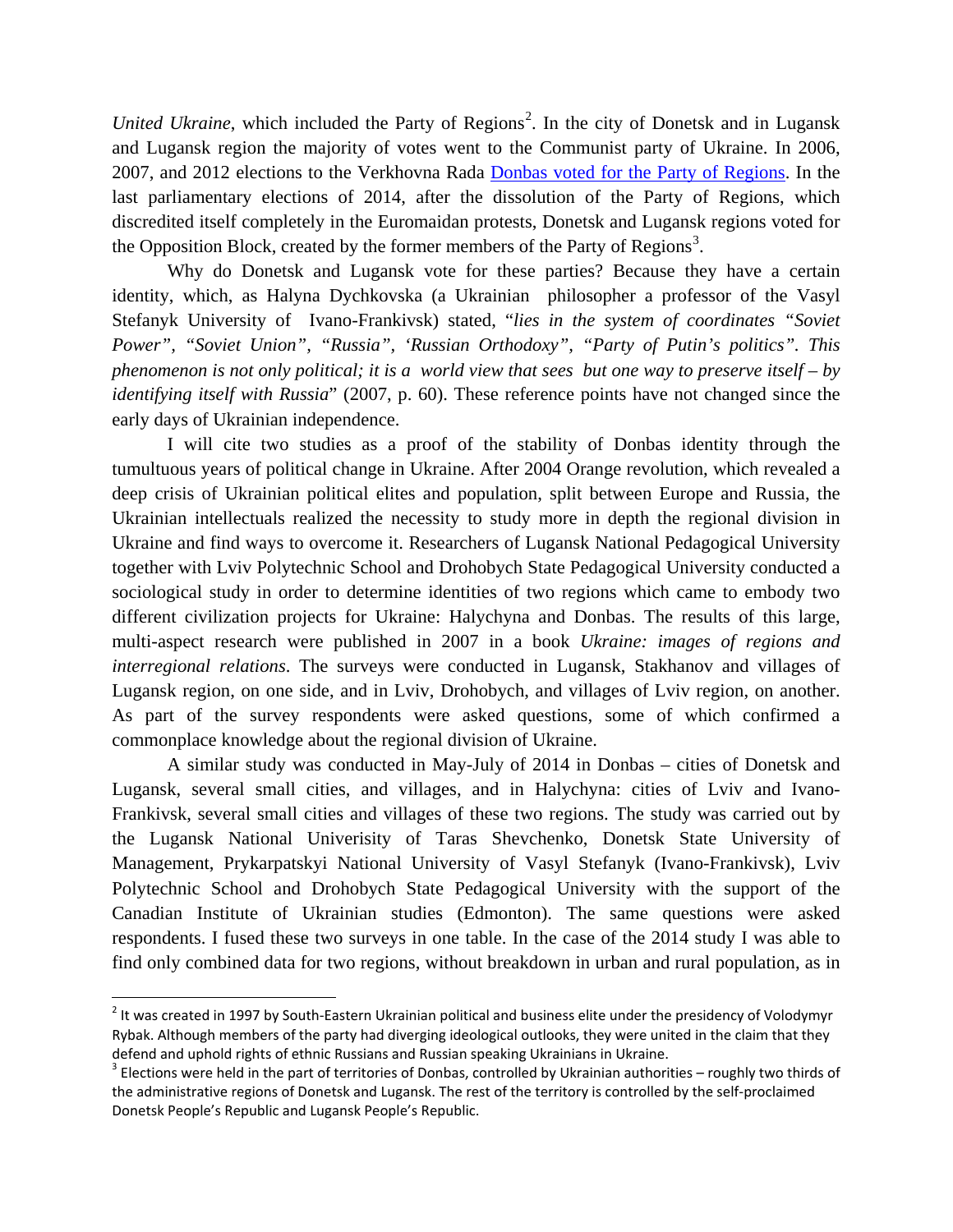*United Ukraine*, which included the Party of Regions[2]. In the city of Donetsk and in Lugansk and Lugansk region the majority of votes went to the Communist party of Ukraine. In 2006, 2007, and 2012 elections to the Verkhovna Rada Donbas voted for the Party of Regions. In the last parliamentary elections of 2014, after the dissolution of the Party of Regions, which discredited itself completely in the Euromaidan protests, Donetsk and Lugansk regions voted for the Opposition Block, created by the former members of the Party of Regions[3].

Why do Donetsk and Lugansk vote for these parties? Because they have a certain identity, which, as Halyna Dychkovska (a Ukrainian philosopher a professor of the Vasyl Stefanyk University of Ivano-Frankivsk) stated, "*lies in the system of coordinates "Soviet Power", "Soviet Union", "Russia", 'Russian Orthodoxy", "Party of Putin's politics". This phenomenon is not only political; it is a world view that sees but one way to preserve itself – by identifying itself with Russia*" (2007, p. 60). These reference points have not changed since the early days of Ukrainian independence.

I will cite two studies as a proof of the stability of Donbas identity through the tumultuous years of political change in Ukraine. After 2004 Orange revolution, which revealed a deep crisis of Ukrainian political elites and population, split between Europe and Russia, the Ukrainian intellectuals realized the necessity to study more in depth the regional division in Ukraine and find ways to overcome it. Researchers of Lugansk National Pedagogical University together with Lviv Polytechnic School and Drohobych State Pedagogical University conducted a sociological study in order to determine identities of two regions which came to embody two different civilization projects for Ukraine: Halychyna and Donbas. The results of this large, multi-aspect research were published in 2007 in a book *Ukraine: images of regions and interregional relations*. The surveys were conducted in Lugansk, Stakhanov and villages of Lugansk region, on one side, and in Lviv, Drohobych, and villages of Lviv region, on another. As part of the survey respondents were asked questions, some of which confirmed a commonplace knowledge about the regional division of Ukraine.

A similar study was conducted in May-July of 2014 in Donbas – cities of Donetsk and Lugansk, several small cities, and villages, and in Halychyna: cities of Lviv and Ivano-Frankivsk, several small cities and villages of these two regions. The study was carried out by the Lugansk National Univerisity of Taras Shevchenko, Donetsk State University of Management, Prykarpatskyi National University of Vasyl Stefanyk (Ivano-Frankivsk), Lviv Polytechnic School and Drohobych State Pedagogical University with the support of the Canadian Institute of Ukrainian studies (Edmonton). The same questions were asked respondents. I fused these two surveys in one table. In the case of the 2014 study I was able to find only combined data for two regions, without breakdown in urban and rural population, as in

---

[2] It was created in 1997 by South-Eastern Ukrainian political and business elite under the presidency of Volodymyr Rybak. Although members of the party had diverging ideological outlooks, they were united in the claim that they defend and uphold rights of ethnic Russians and Russian speaking Ukrainians in Ukraine.

[3] Elections were held in the part of territories of Donbas, controlled by Ukrainian authorities – roughly two thirds of the administrative regions of Donetsk and Lugansk. The rest of the territory is controlled by the self-proclaimed Donetsk People's Republic and Lugansk People's Republic.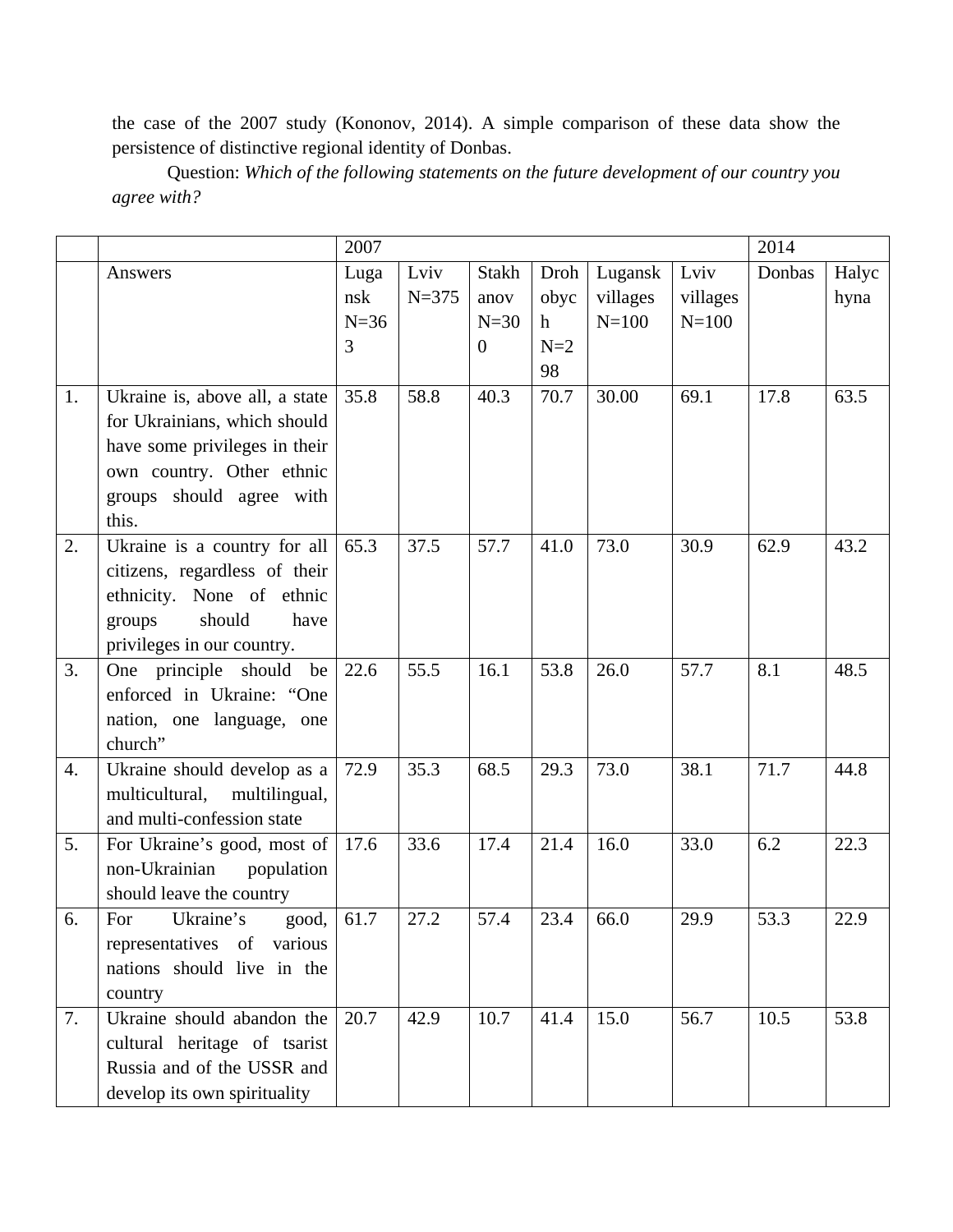the case of the 2007 study (Kononov, 2014). A simple comparison of these data show the persistence of distinctive regional identity of Donbas.

Question: *Which of the following statements on the future development of our country you agree with?*

| | | 2007 | | | | | | 2014 | |
|---|---|---|---|---|---|---|---|---|---|
| | Answers | Lugansk N=363 | Lviv N=375 | Stakhanov N=300 | Drohobych N=298 | Lugansk villages N=100 | Lviv villages N=100 | Donbas | Halychyna |
| 1. | Ukraine is, above all, a state for Ukrainians, which should have some privileges in their own country. Other ethnic groups should agree with this. | 35.8 | 58.8 | 40.3 | 70.7 | 30.00 | 69.1 | 17.8 | 63.5 |
| 2. | Ukraine is a country for all citizens, regardless of their ethnicity. None of ethnic groups should have privileges in our country. | 65.3 | 37.5 | 57.7 | 41.0 | 73.0 | 30.9 | 62.9 | 43.2 |
| 3. | One principle should be enforced in Ukraine: "One nation, one language, one church" | 22.6 | 55.5 | 16.1 | 53.8 | 26.0 | 57.7 | 8.1 | 48.5 |
| 4. | Ukraine should develop as a multicultural, multilingual, and multi-confession state | 72.9 | 35.3 | 68.5 | 29.3 | 73.0 | 38.1 | 71.7 | 44.8 |
| 5. | For Ukraine's good, most of non-Ukrainian population should leave the country | 17.6 | 33.6 | 17.4 | 21.4 | 16.0 | 33.0 | 6.2 | 22.3 |
| 6. | For Ukraine's good, representatives of various nations should live in the country | 61.7 | 27.2 | 57.4 | 23.4 | 66.0 | 29.9 | 53.3 | 22.9 |
| 7. | Ukraine should abandon the cultural heritage of tsarist Russia and of the USSR and develop its own spirituality | 20.7 | 42.9 | 10.7 | 41.4 | 15.0 | 56.7 | 10.5 | 53.8 |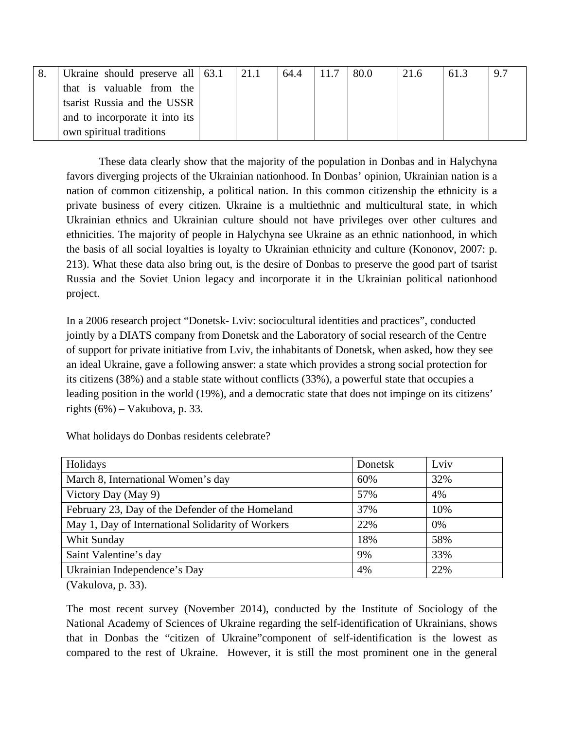| 8. | Ukraine should preserve all that is valuable from the tsarist Russia and the USSR and to incorporate it into its own spiritual traditions | 63.1 | 21.1 | 64.4 | 11.7 | 80.0 | 21.6 | 61.3 | 9.7 |
|---|---|---|---|---|---|---|---|---|---|

These data clearly show that the majority of the population in Donbas and in Halychyna favors diverging projects of the Ukrainian nationhood. In Donbas' opinion, Ukrainian nation is a nation of common citizenship, a political nation. In this common citizenship the ethnicity is a private business of every citizen. Ukraine is a multiethnic and multicultural state, in which Ukrainian ethnics and Ukrainian culture should not have privileges over other cultures and ethnicities. The majority of people in Halychyna see Ukraine as an ethnic nationhood, in which the basis of all social loyalties is loyalty to Ukrainian ethnicity and culture (Kononov, 2007: p. 213). What these data also bring out, is the desire of Donbas to preserve the good part of tsarist Russia and the Soviet Union legacy and incorporate it in the Ukrainian political nationhood project.

In a 2006 research project "Donetsk- Lviv: sociocultural identities and practices", conducted jointly by a DIATS company from Donetsk and the Laboratory of social research of the Centre of support for private initiative from Lviv, the inhabitants of Donetsk, when asked, how they see an ideal Ukraine, gave a following answer: a state which provides a strong social protection for its citizens (38%) and a stable state without conflicts (33%), a powerful state that occupies a leading position in the world (19%), and a democratic state that does not impinge on its citizens' rights (6%) – Vakubova, p. 33.

What holidays do Donbas residents celebrate?

| Holidays | Donetsk | Lviv |
|---|---|---|
| March 8, International Women's day | 60% | 32% |
| Victory Day (May 9) | 57% | 4% |
| February 23, Day of the Defender of the Homeland | 37% | 10% |
| May 1, Day of International Solidarity of Workers | 22% | 0% |
| Whit Sunday | 18% | 58% |
| Saint Valentine's day | 9% | 33% |
| Ukrainian Independence's Day | 4% | 22% |

(Vakulova, p. 33).

The most recent survey (November 2014), conducted by the Institute of Sociology of the National Academy of Sciences of Ukraine regarding the self-identification of Ukrainians, shows that in Donbas the "citizen of Ukraine"component of self-identification is the lowest as compared to the rest of Ukraine. However, it is still the most prominent one in the general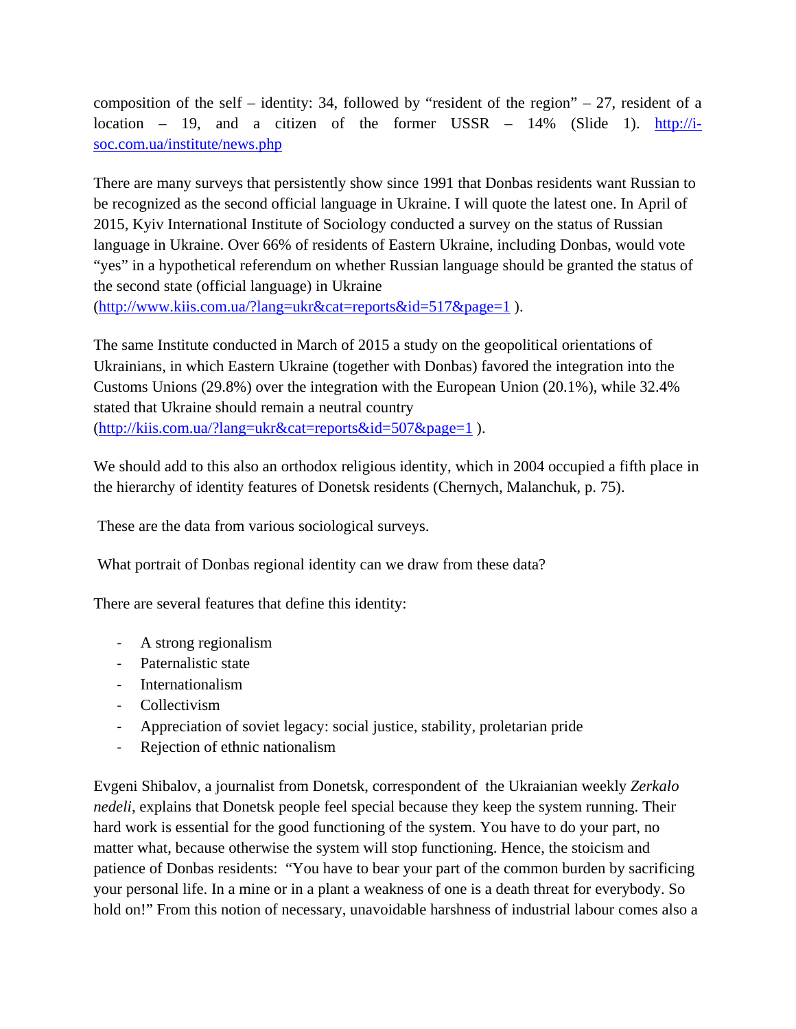composition of the self – identity: 34, followed by "resident of the region" – 27, resident of a location – 19, and a citizen of the former USSR – 14% (Slide 1). [http://i-soc.com.ua/institute/news.php](http://i-soc.com.ua/institute/news.php)

There are many surveys that persistently show since 1991 that Donbas residents want Russian to be recognized as the second official language in Ukraine. I will quote the latest one. In April of 2015, Kyiv International Institute of Sociology conducted a survey on the status of Russian language in Ukraine. Over 66% of residents of Eastern Ukraine, including Donbas, would vote "yes" in a hypothetical referendum on whether Russian language should be granted the status of the second state (official language) in Ukraine ([http://www.kiis.com.ua/?lang=ukr&cat=reports&id=517&page=1](http://www.kiis.com.ua/?lang=ukr&cat=reports&id=517&page=1) ).

The same Institute conducted in March of 2015 a study on the geopolitical orientations of Ukrainians, in which Eastern Ukraine (together with Donbas) favored the integration into the Customs Unions (29.8%) over the integration with the European Union (20.1%), while 32.4% stated that Ukraine should remain a neutral country ([http://kiis.com.ua/?lang=ukr&cat=reports&id=507&page=1](http://kiis.com.ua/?lang=ukr&cat=reports&id=507&page=1) ).

We should add to this also an orthodox religious identity, which in 2004 occupied a fifth place in the hierarchy of identity features of Donetsk residents (Chernych, Malanchuk, p. 75).

These are the data from various sociological surveys.

What portrait of Donbas regional identity can we draw from these data?

There are several features that define this identity:

- A strong regionalism
- Paternalistic state
- Internationalism
- Collectivism
- Appreciation of soviet legacy: social justice, stability, proletarian pride
- Rejection of ethnic nationalism

Evgeni Shibalov, a journalist from Donetsk, correspondent of the Ukraianian weekly *Zerkalo nedeli*, explains that Donetsk people feel special because they keep the system running. Their hard work is essential for the good functioning of the system. You have to do your part, no matter what, because otherwise the system will stop functioning. Hence, the stoicism and patience of Donbas residents: "You have to bear your part of the common burden by sacrificing your personal life. In a mine or in a plant a weakness of one is a death threat for everybody. So hold on!" From this notion of necessary, unavoidable harshness of industrial labour comes also a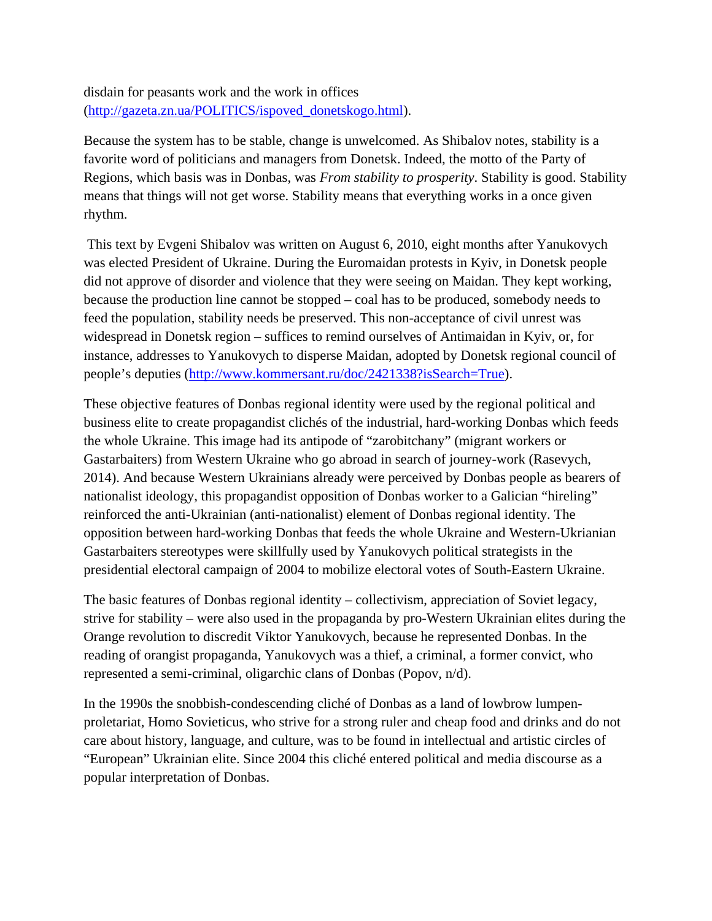disdain for peasants work and the work in offices (http://gazeta.zn.ua/POLITICS/ispoved_donetskogo.html).

Because the system has to be stable, change is unwelcomed. As Shibalov notes, stability is a favorite word of politicians and managers from Donetsk. Indeed, the motto of the Party of Regions, which basis was in Donbas, was *From stability to prosperity*. Stability is good. Stability means that things will not get worse. Stability means that everything works in a once given rhythm.

This text by Evgeni Shibalov was written on August 6, 2010, eight months after Yanukovych was elected President of Ukraine. During the Euromaidan protests in Kyiv, in Donetsk people did not approve of disorder and violence that they were seeing on Maidan. They kept working, because the production line cannot be stopped – coal has to be produced, somebody needs to feed the population, stability needs be preserved. This non-acceptance of civil unrest was widespread in Donetsk region – suffices to remind ourselves of Antimaidan in Kyiv, or, for instance, addresses to Yanukovych to disperse Maidan, adopted by Donetsk regional council of people's deputies (http://www.kommersant.ru/doc/2421338?isSearch=True).

These objective features of Donbas regional identity were used by the regional political and business elite to create propagandist clichés of the industrial, hard-working Donbas which feeds the whole Ukraine. This image had its antipode of "zarobitchany" (migrant workers or Gastarbaiters) from Western Ukraine who go abroad in search of journey-work (Rasevych, 2014). And because Western Ukrainians already were perceived by Donbas people as bearers of nationalist ideology, this propagandist opposition of Donbas worker to a Galician "hireling" reinforced the anti-Ukrainian (anti-nationalist) element of Donbas regional identity. The opposition between hard-working Donbas that feeds the whole Ukraine and Western-Ukrianian Gastarbaiters stereotypes were skillfully used by Yanukovych political strategists in the presidential electoral campaign of 2004 to mobilize electoral votes of South-Eastern Ukraine.

The basic features of Donbas regional identity – collectivism, appreciation of Soviet legacy, strive for stability – were also used in the propaganda by pro-Western Ukrainian elites during the Orange revolution to discredit Viktor Yanukovych, because he represented Donbas. In the reading of orangist propaganda, Yanukovych was a thief, a criminal, a former convict, who represented a semi-criminal, oligarchic clans of Donbas (Popov, n/d).

In the 1990s the snobbish-condescending cliché of Donbas as a land of lowbrow lumpen-proletariat, Homo Sovieticus, who strive for a strong ruler and cheap food and drinks and do not care about history, language, and culture, was to be found in intellectual and artistic circles of "European" Ukrainian elite. Since 2004 this cliché entered political and media discourse as a popular interpretation of Donbas.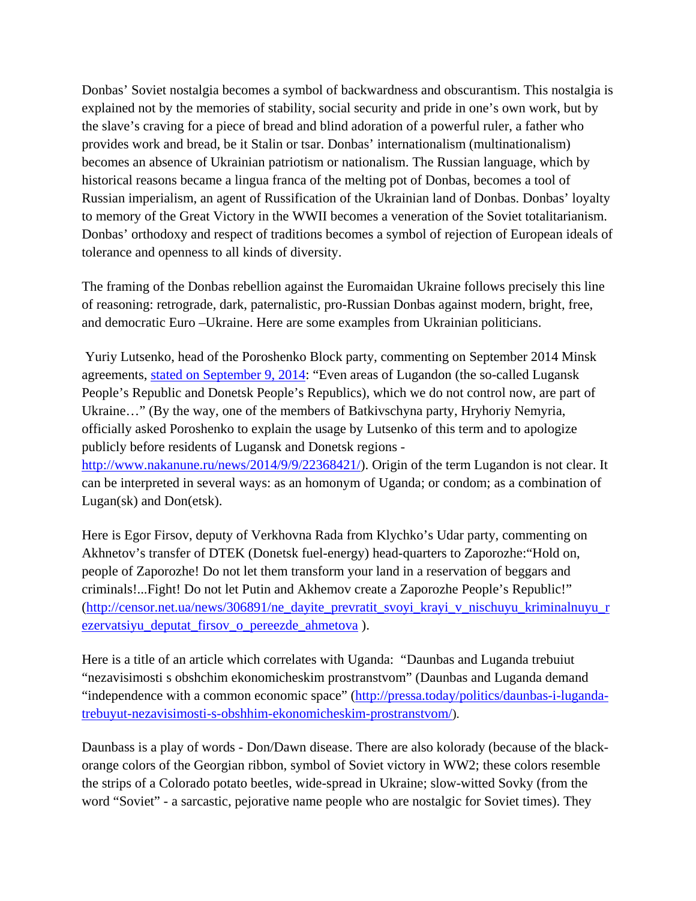Donbas' Soviet nostalgia becomes a symbol of backwardness and obscurantism. This nostalgia is explained not by the memories of stability, social security and pride in one's own work, but by the slave's craving for a piece of bread and blind adoration of a powerful ruler, a father who provides work and bread, be it Stalin or tsar. Donbas' internationalism (multinationalism) becomes an absence of Ukrainian patriotism or nationalism. The Russian language, which by historical reasons became a lingua franca of the melting pot of Donbas, becomes a tool of Russian imperialism, an agent of Russification of the Ukrainian land of Donbas. Donbas' loyalty to memory of the Great Victory in the WWII becomes a veneration of the Soviet totalitarianism. Donbas' orthodoxy and respect of traditions becomes a symbol of rejection of European ideals of tolerance and openness to all kinds of diversity.

The framing of the Donbas rebellion against the Euromaidan Ukraine follows precisely this line of reasoning: retrograde, dark, paternalistic, pro-Russian Donbas against modern, bright, free, and democratic Euro –Ukraine. Here are some examples from Ukrainian politicians.

Yuriy Lutsenko, head of the Poroshenko Block party, commenting on September 2014 Minsk agreements, stated on September 9, 2014: "Even areas of Lugandon (the so-called Lugansk People's Republic and Donetsk People's Republics), which we do not control now, are part of Ukraine…" (By the way, one of the members of Batkivschyna party, Hryhoriy Nemyria, officially asked Poroshenko to explain the usage by Lutsenko of this term and to apologize publicly before residents of Lugansk and Donetsk regions - http://www.nakanune.ru/news/2014/9/9/22368421/). Origin of the term Lugandon is not clear. It can be interpreted in several ways: as an homonym of Uganda; or condom; as a combination of Lugan(sk) and Don(etsk).

Here is Egor Firsov, deputy of Verkhovna Rada from Klychko's Udar party, commenting on Akhnetov's transfer of DTEK (Donetsk fuel-energy) head-quarters to Zaporozhe:"Hold on, people of Zaporozhe! Do not let them transform your land in a reservation of beggars and criminals!...Fight! Do not let Putin and Akhemov create a Zaporozhe People's Republic!" (http://censor.net.ua/news/306891/ne_dayite_prevratit_svoyi_krayi_v_nischuyu_kriminalnuyu_rezervatsiyu_deputat_firsov_o_pereezde_ahmetova ).

Here is a title of an article which correlates with Uganda: "Daunbas and Luganda trebuiut "nezavisimosti s obshchim ekonomicheskim prostranstvom" (Daunbas and Luganda demand "independence with a common economic space" (http://pressa.today/politics/daunbas-i-luganda-trebuyut-nezavisimosti-s-obshhim-ekonomicheskim-prostranstvom/).

Daunbass is a play of words - Don/Dawn disease. There are also kolorady (because of the black-orange colors of the Georgian ribbon, symbol of Soviet victory in WW2; these colors resemble the strips of a Colorado potato beetles, wide-spread in Ukraine; slow-witted Sovky (from the word "Soviet" - a sarcastic, pejorative name people who are nostalgic for Soviet times). They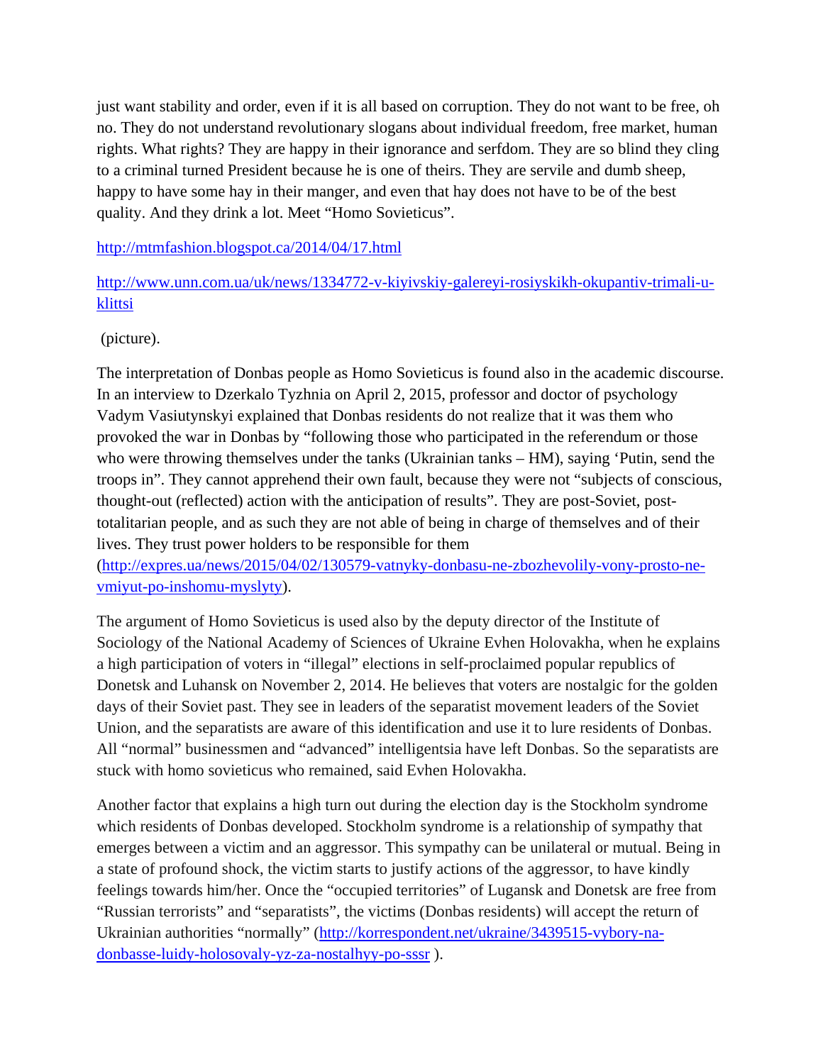just want stability and order, even if it is all based on corruption. They do not want to be free, oh no. They do not understand revolutionary slogans about individual freedom, free market, human rights. What rights? They are happy in their ignorance and serfdom. They are so blind they cling to a criminal turned President because he is one of theirs. They are servile and dumb sheep, happy to have some hay in their manger, and even that hay does not have to be of the best quality. And they drink a lot. Meet "Homo Sovieticus".

http://mtmfashion.blogspot.ca/2014/04/17.html

http://www.unn.com.ua/uk/news/1334772-v-kiyivskiy-galereyi-rosiyskikh-okupantiv-trimali-u-klittsi

(picture).

The interpretation of Donbas people as Homo Sovieticus is found also in the academic discourse. In an interview to Dzerkalo Tyzhnia on April 2, 2015, professor and doctor of psychology Vadym Vasiutynskyi explained that Donbas residents do not realize that it was them who provoked the war in Donbas by "following those who participated in the referendum or those who were throwing themselves under the tanks (Ukrainian tanks – HM), saying 'Putin, send the troops in". They cannot apprehend their own fault, because they were not "subjects of conscious, thought-out (reflected) action with the anticipation of results". They are post-Soviet, post-totalitarian people, and as such they are not able of being in charge of themselves and of their lives. They trust power holders to be responsible for them (http://expres.ua/news/2015/04/02/130579-vatnyky-donbasu-ne-zbozhevolily-vony-prosto-ne-vmiyut-po-inshomu-myslyty).

The argument of Homo Sovieticus is used also by the deputy director of the Institute of Sociology of the National Academy of Sciences of Ukraine Evhen Holovakha, when he explains a high participation of voters in "illegal" elections in self-proclaimed popular republics of Donetsk and Luhansk on November 2, 2014. He believes that voters are nostalgic for the golden days of their Soviet past. They see in leaders of the separatist movement leaders of the Soviet Union, and the separatists are aware of this identification and use it to lure residents of Donbas. All "normal" businessmen and "advanced" intelligentsia have left Donbas. So the separatists are stuck with homo sovieticus who remained, said Evhen Holovakha.

Another factor that explains a high turn out during the election day is the Stockholm syndrome which residents of Donbas developed. Stockholm syndrome is a relationship of sympathy that emerges between a victim and an aggressor. This sympathy can be unilateral or mutual. Being in a state of profound shock, the victim starts to justify actions of the aggressor, to have kindly feelings towards him/her. Once the "occupied territories" of Lugansk and Donetsk are free from "Russian terrorists" and "separatists", the victims (Donbas residents) will accept the return of Ukrainian authorities "normally" (http://korrespondent.net/ukraine/3439515-vybory-na-donbasse-luidy-holosovaly-yz-za-nostalhyy-po-sssr ).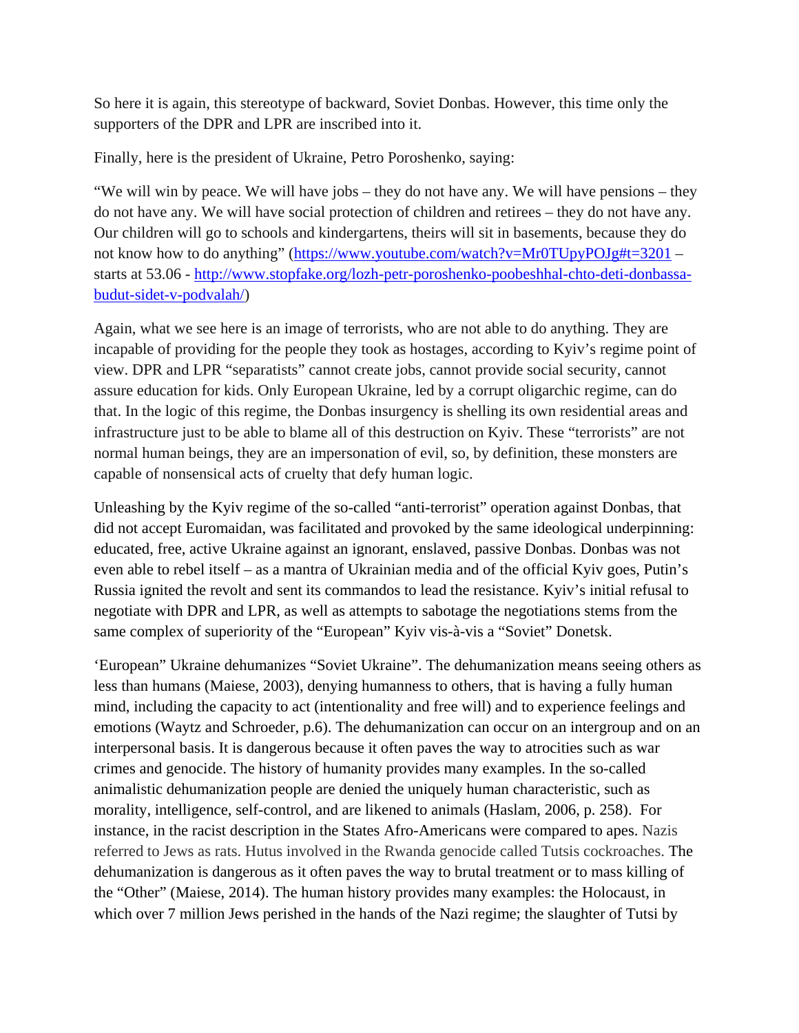So here it is again, this stereotype of backward, Soviet Donbas. However, this time only the supporters of the DPR and LPR are inscribed into it.

Finally, here is the president of Ukraine, Petro Poroshenko, saying:

"We will win by peace. We will have jobs – they do not have any. We will have pensions – they do not have any. We will have social protection of children and retirees – they do not have any. Our children will go to schools and kindergartens, theirs will sit in basements, because they do not know how to do anything" (https://www.youtube.com/watch?v=Mr0TUpyPOJg#t=3201 – starts at 53.06 - http://www.stopfake.org/lozh-petr-poroshenko-poobeshhal-chto-deti-donbassa-budut-sidet-v-podvalah/)

Again, what we see here is an image of terrorists, who are not able to do anything. They are incapable of providing for the people they took as hostages, according to Kyiv's regime point of view. DPR and LPR "separatists" cannot create jobs, cannot provide social security, cannot assure education for kids. Only European Ukraine, led by a corrupt oligarchic regime, can do that. In the logic of this regime, the Donbas insurgency is shelling its own residential areas and infrastructure just to be able to blame all of this destruction on Kyiv. These "terrorists" are not normal human beings, they are an impersonation of evil, so, by definition, these monsters are capable of nonsensical acts of cruelty that defy human logic.

Unleashing by the Kyiv regime of the so-called "anti-terrorist" operation against Donbas, that did not accept Euromaidan, was facilitated and provoked by the same ideological underpinning: educated, free, active Ukraine against an ignorant, enslaved, passive Donbas. Donbas was not even able to rebel itself – as a mantra of Ukrainian media and of the official Kyiv goes, Putin's Russia ignited the revolt and sent its commandos to lead the resistance. Kyiv's initial refusal to negotiate with DPR and LPR, as well as attempts to sabotage the negotiations stems from the same complex of superiority of the "European" Kyiv vis-à-vis a "Soviet" Donetsk.

'European" Ukraine dehumanizes "Soviet Ukraine". The dehumanization means seeing others as less than humans (Maiese, 2003), denying humanness to others, that is having a fully human mind, including the capacity to act (intentionality and free will) and to experience feelings and emotions (Waytz and Schroeder, p.6). The dehumanization can occur on an intergroup and on an interpersonal basis. It is dangerous because it often paves the way to atrocities such as war crimes and genocide. The history of humanity provides many examples. In the so-called animalistic dehumanization people are denied the uniquely human characteristic, such as morality, intelligence, self-control, and are likened to animals (Haslam, 2006, p. 258). For instance, in the racist description in the States Afro-Americans were compared to apes. Nazis referred to Jews as rats. Hutus involved in the Rwanda genocide called Tutsis cockroaches. The dehumanization is dangerous as it often paves the way to brutal treatment or to mass killing of the "Other" (Maiese, 2014). The human history provides many examples: the Holocaust, in which over 7 million Jews perished in the hands of the Nazi regime; the slaughter of Tutsi by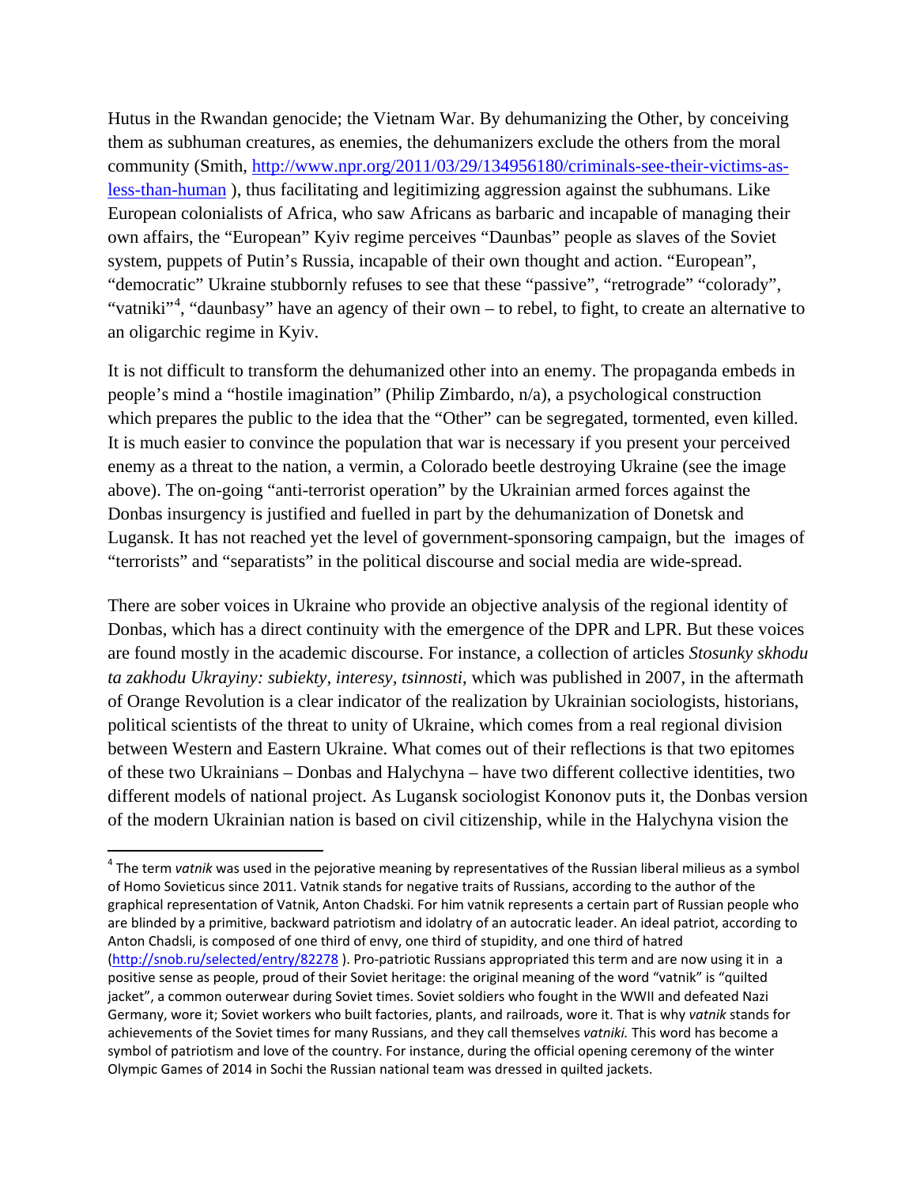Hutus in the Rwandan genocide; the Vietnam War. By dehumanizing the Other, by conceiving them as subhuman creatures, as enemies, the dehumanizers exclude the others from the moral community (Smith, http://www.npr.org/2011/03/29/134956180/criminals-see-their-victims-as-less-than-human ), thus facilitating and legitimizing aggression against the subhumans. Like European colonialists of Africa, who saw Africans as barbaric and incapable of managing their own affairs, the "European" Kyiv regime perceives "Daunbas" people as slaves of the Soviet system, puppets of Putin's Russia, incapable of their own thought and action. "European", "democratic" Ukraine stubbornly refuses to see that these "passive", "retrograde" "colorady", "vatniki"[4], "daunbasy" have an agency of their own – to rebel, to fight, to create an alternative to an oligarchic regime in Kyiv.

It is not difficult to transform the dehumanized other into an enemy. The propaganda embeds in people's mind a "hostile imagination" (Philip Zimbardo, n/a), a psychological construction which prepares the public to the idea that the "Other" can be segregated, tormented, even killed. It is much easier to convince the population that war is necessary if you present your perceived enemy as a threat to the nation, a vermin, a Colorado beetle destroying Ukraine (see the image above). The on-going "anti-terrorist operation" by the Ukrainian armed forces against the Donbas insurgency is justified and fuelled in part by the dehumanization of Donetsk and Lugansk. It has not reached yet the level of government-sponsoring campaign, but the images of "terrorists" and "separatists" in the political discourse and social media are wide-spread.

There are sober voices in Ukraine who provide an objective analysis of the regional identity of Donbas, which has a direct continuity with the emergence of the DPR and LPR. But these voices are found mostly in the academic discourse. For instance, a collection of articles *Stosunky skhodu ta zakhodu Ukrayiny: subiekty, interesy, tsinnosti*, which was published in 2007, in the aftermath of Orange Revolution is a clear indicator of the realization by Ukrainian sociologists, historians, political scientists of the threat to unity of Ukraine, which comes from a real regional division between Western and Eastern Ukraine. What comes out of their reflections is that two epitomes of these two Ukrainians – Donbas and Halychyna – have two different collective identities, two different models of national project. As Lugansk sociologist Kononov puts it, the Donbas version of the modern Ukrainian nation is based on civil citizenship, while in the Halychyna vision the

---

[4] The term *vatnik* was used in the pejorative meaning by representatives of the Russian liberal milieus as a symbol of Homo Sovieticus since 2011. Vatnik stands for negative traits of Russians, according to the author of the graphical representation of Vatnik, Anton Chadski. For him vatnik represents a certain part of Russian people who are blinded by a primitive, backward patriotism and idolatry of an autocratic leader. An ideal patriot, according to Anton Chadsli, is composed of one third of envy, one third of stupidity, and one third of hatred (http://snob.ru/selected/entry/82278 ). Pro-patriotic Russians appropriated this term and are now using it in a positive sense as people, proud of their Soviet heritage: the original meaning of the word "vatnik" is "quilted jacket", a common outerwear during Soviet times. Soviet soldiers who fought in the WWII and defeated Nazi Germany, wore it; Soviet workers who built factories, plants, and railroads, wore it. That is why *vatnik* stands for achievements of the Soviet times for many Russians, and they call themselves *vatniki.* This word has become a symbol of patriotism and love of the country. For instance, during the official opening ceremony of the winter Olympic Games of 2014 in Sochi the Russian national team was dressed in quilted jackets.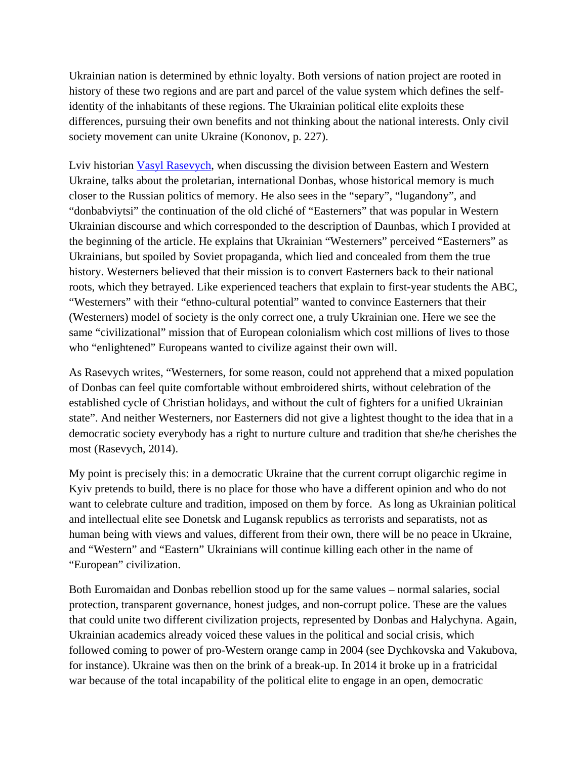Ukrainian nation is determined by ethnic loyalty. Both versions of nation project are rooted in history of these two regions and are part and parcel of the value system which defines the self-identity of the inhabitants of these regions. The Ukrainian political elite exploits these differences, pursuing their own benefits and not thinking about the national interests. Only civil society movement can unite Ukraine (Kononov, p. 227).

Lviv historian [Vasyl Rasevych](), when discussing the division between Eastern and Western Ukraine, talks about the proletarian, international Donbas, whose historical memory is much closer to the Russian politics of memory. He also sees in the "separy", "lugandony", and "donbabviytsi" the continuation of the old cliché of "Easterners" that was popular in Western Ukrainian discourse and which corresponded to the description of Daunbas, which I provided at the beginning of the article. He explains that Ukrainian "Westerners" perceived "Easterners" as Ukrainians, but spoiled by Soviet propaganda, which lied and concealed from them the true history. Westerners believed that their mission is to convert Easterners back to their national roots, which they betrayed. Like experienced teachers that explain to first-year students the ABC, "Westerners" with their "ethno-cultural potential" wanted to convince Easterners that their (Westerners) model of society is the only correct one, a truly Ukrainian one. Here we see the same "civilizational" mission that of European colonialism which cost millions of lives to those who "enlightened" Europeans wanted to civilize against their own will.

As Rasevych writes, "Westerners, for some reason, could not apprehend that a mixed population of Donbas can feel quite comfortable without embroidered shirts, without celebration of the established cycle of Christian holidays, and without the cult of fighters for a unified Ukrainian state". And neither Westerners, nor Easterners did not give a lightest thought to the idea that in a democratic society everybody has a right to nurture culture and tradition that she/he cherishes the most (Rasevych, 2014).

My point is precisely this: in a democratic Ukraine that the current corrupt oligarchic regime in Kyiv pretends to build, there is no place for those who have a different opinion and who do not want to celebrate culture and tradition, imposed on them by force. As long as Ukrainian political and intellectual elite see Donetsk and Lugansk republics as terrorists and separatists, not as human being with views and values, different from their own, there will be no peace in Ukraine, and "Western" and "Eastern" Ukrainians will continue killing each other in the name of "European" civilization.

Both Euromaidan and Donbas rebellion stood up for the same values – normal salaries, social protection, transparent governance, honest judges, and non-corrupt police. These are the values that could unite two different civilization projects, represented by Donbas and Halychyna. Again, Ukrainian academics already voiced these values in the political and social crisis, which followed coming to power of pro-Western orange camp in 2004 (see Dychkovska and Vakubova, for instance). Ukraine was then on the brink of a break-up. In 2014 it broke up in a fratricidal war because of the total incapability of the political elite to engage in an open, democratic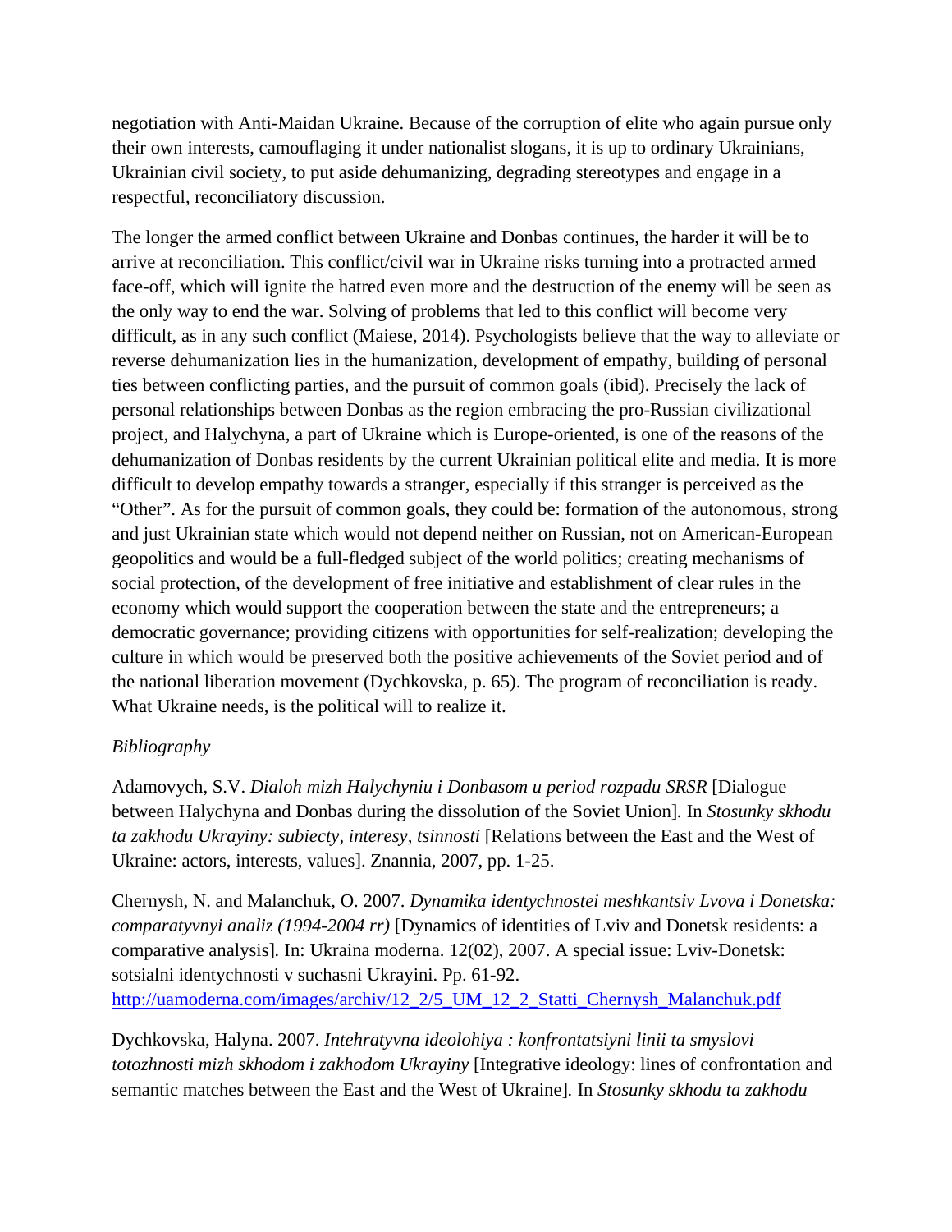negotiation with Anti-Maidan Ukraine. Because of the corruption of elite who again pursue only their own interests, camouflaging it under nationalist slogans, it is up to ordinary Ukrainians, Ukrainian civil society, to put aside dehumanizing, degrading stereotypes and engage in a respectful, reconciliatory discussion.

The longer the armed conflict between Ukraine and Donbas continues, the harder it will be to arrive at reconciliation. This conflict/civil war in Ukraine risks turning into a protracted armed face-off, which will ignite the hatred even more and the destruction of the enemy will be seen as the only way to end the war. Solving of problems that led to this conflict will become very difficult, as in any such conflict (Maiese, 2014). Psychologists believe that the way to alleviate or reverse dehumanization lies in the humanization, development of empathy, building of personal ties between conflicting parties, and the pursuit of common goals (ibid). Precisely the lack of personal relationships between Donbas as the region embracing the pro-Russian civilizational project, and Halychyna, a part of Ukraine which is Europe-oriented, is one of the reasons of the dehumanization of Donbas residents by the current Ukrainian political elite and media. It is more difficult to develop empathy towards a stranger, especially if this stranger is perceived as the "Other". As for the pursuit of common goals, they could be: formation of the autonomous, strong and just Ukrainian state which would not depend neither on Russian, not on American-European geopolitics and would be a full-fledged subject of the world politics; creating mechanisms of social protection, of the development of free initiative and establishment of clear rules in the economy which would support the cooperation between the state and the entrepreneurs; a democratic governance; providing citizens with opportunities for self-realization; developing the culture in which would be preserved both the positive achievements of the Soviet period and of the national liberation movement (Dychkovska, p. 65). The program of reconciliation is ready. What Ukraine needs, is the political will to realize it.

*Bibliography*

Adamovych, S.V. *Dialoh mizh Halychyniu i Donbasom u period rozpadu SRSR* [Dialogue between Halychyna and Donbas during the dissolution of the Soviet Union]. In *Stosunky skhodu ta zakhodu Ukrayiny: subiecty, interesy, tsinnosti* [Relations between the East and the West of Ukraine: actors, interests, values]. Znannia, 2007, pp. 1-25.

Chernysh, N. and Malanchuk, O. 2007. *Dynamika identychnostei meshkantsiv Lvova i Donetska: comparatyvnyi analiz (1994-2004 rr)* [Dynamics of identities of Lviv and Donetsk residents: a comparative analysis]. In: Ukraina moderna. 12(02), 2007. A special issue: Lviv-Donetsk: sotsialni identychnosti v suchasni Ukrayini. Pp. 61-92. http://uamoderna.com/images/archiv/12_2/5_UM_12_2_Statti_Chernysh_Malanchuk.pdf

Dychkovska, Halyna. 2007. *Intehratyvna ideolohiya : konfrontatsiyni linii ta smyslovi totozhnosti mizh skhodom i zakhodom Ukrayiny* [Integrative ideology: lines of confrontation and semantic matches between the East and the West of Ukraine]. In *Stosunky skhodu ta zakhodu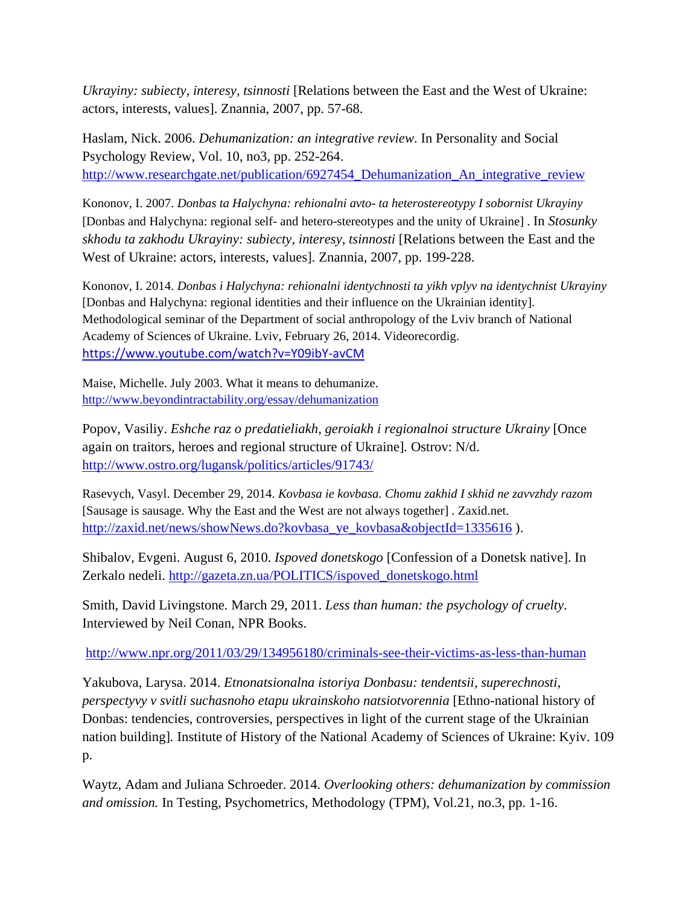*Ukrayiny: subiecty, interesy, tsinnosti* [Relations between the East and the West of Ukraine: actors, interests, values]. Znannia, 2007, pp. 57-68.

Haslam, Nick. 2006. *Dehumanization: an integrative review*. In Personality and Social Psychology Review, Vol. 10, no3, pp. 252-264. http://www.researchgate.net/publication/6927454_Dehumanization_An_integrative_review

Kononov, I. 2007. *Donbas ta Halychyna: rehionalni avto- ta heterostereotypy I sobornist Ukrayiny* [Donbas and Halychyna: regional self- and hetero-stereotypes and the unity of Ukraine] . In *Stosunky skhodu ta zakhodu Ukrayiny: subiecty, interesy, tsinnosti* [Relations between the East and the West of Ukraine: actors, interests, values]. Znannia, 2007, pp. 199-228.

Kononov, I. 2014. *Donbas i Halychyna: rehionalni identychnosti ta yikh vplyv na identychnist Ukrayiny* [Donbas and Halychyna: regional identities and their influence on the Ukrainian identity]. Methodological seminar of the Department of social anthropology of the Lviv branch of National Academy of Sciences of Ukraine. Lviv, February 26, 2014. Videorecordig. https://www.youtube.com/watch?v=Y09ibY-avCM

Maise, Michelle. July 2003. What it means to dehumanize. http://www.beyondintractability.org/essay/dehumanization

Popov, Vasiliy. *Eshche raz o predatieliakh, geroiakh i regionalnoi structure Ukrainy* [Once again on traitors, heroes and regional structure of Ukraine]. Ostrov: N/d. http://www.ostro.org/lugansk/politics/articles/91743/

Rasevych, Vasyl. December 29, 2014. *Kovbasa ie kovbasa. Chomu zakhid I skhid ne zavvzhdy razom* [Sausage is sausage. Why the East and the West are not always together] . Zaxid.net. http://zaxid.net/news/showNews.do?kovbasa_ye_kovbasa&objectId=1335616 ).

Shibalov, Evgeni. August 6, 2010. *Ispoved donetskogo* [Confession of a Donetsk native]. In Zerkalo nedeli. http://gazeta.zn.ua/POLITICS/ispoved_donetskogo.html

Smith, David Livingstone. March 29, 2011. *Less than human: the psychology of cruelty*. Interviewed by Neil Conan, NPR Books.

http://www.npr.org/2011/03/29/134956180/criminals-see-their-victims-as-less-than-human

Yakubova, Larysa. 2014. *Etnonatsionalna istoriya Donbasu: tendentsii, superechnosti, perspectyvy v svitli suchasnoho etapu ukrainskoho natsiotvorennia* [Ethno-national history of Donbas: tendencies, controversies, perspectives in light of the current stage of the Ukrainian nation building]. Institute of History of the National Academy of Sciences of Ukraine: Kyiv. 109 p.

Waytz, Adam and Juliana Schroeder. 2014. *Overlooking others: dehumanization by commission and omission.* In Testing, Psychometrics, Methodology (TPM), Vol.21, no.3, pp. 1-16.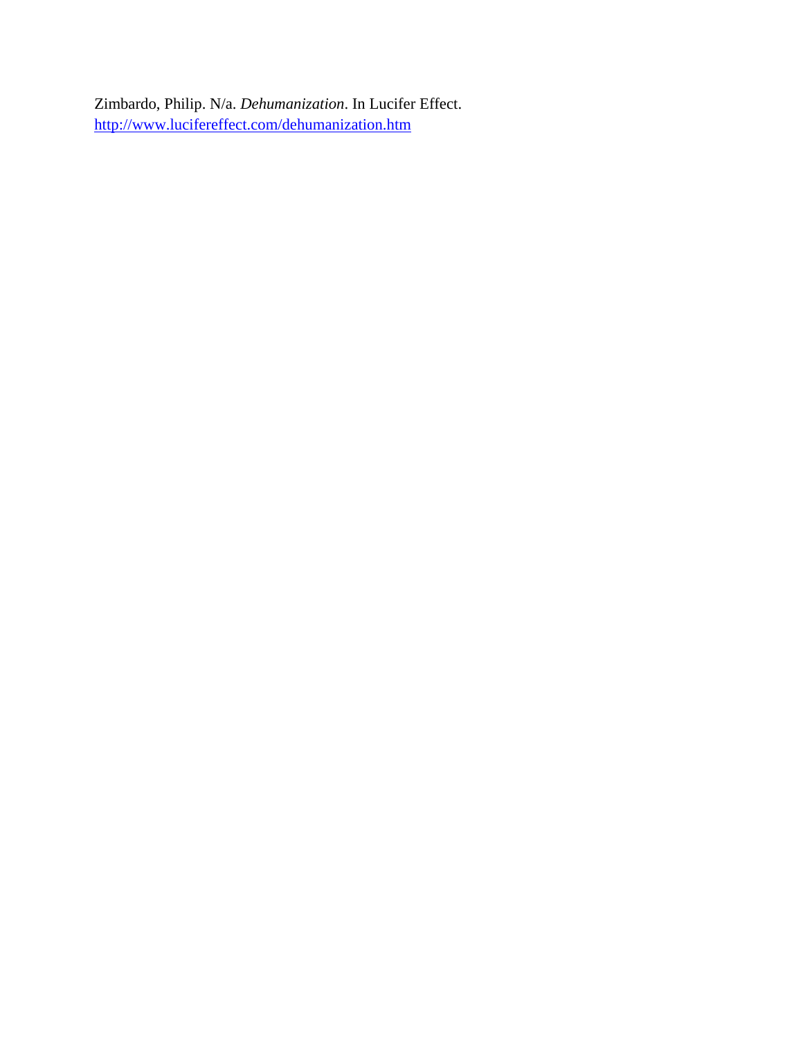Zimbardo, Philip. N/a. *Dehumanization*. In Lucifer Effect.
http://www.lucifereffect.com/dehumanization.htm